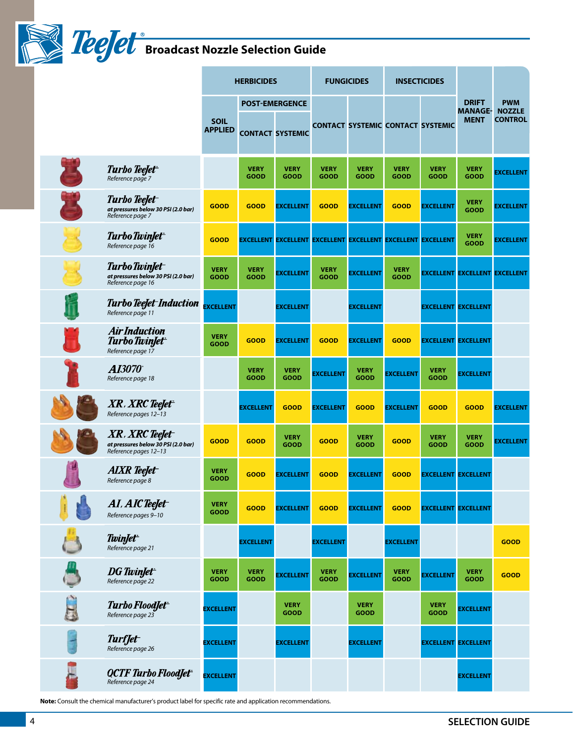# TeeJet® Broadcast Nozzle Selection Guide

| | HERBICIDES | | | FUNGICIDES | | INSECTICIDES | | DRIFT MANAGEMENT | PWM NOZZLE CONTROL |
|---|---|---|---|---|---|---|---|---|---|
| | SOIL APPLIED | POST-EMERGENCE | | | | | | | |
| | | CONTACT | SYSTEMIC | CONTACT | SYSTEMIC | CONTACT | SYSTEMIC | | |
| *Turbo TeeJet®* Reference page 7 | | VERY GOOD | VERY GOOD | VERY GOOD | VERY GOOD | VERY GOOD | VERY GOOD | VERY GOOD | EXCELLENT |
| *Turbo TeeJet®* at pressures below 30 PSI (2.0 bar) Reference page 7 | GOOD | GOOD | EXCELLENT | GOOD | EXCELLENT | GOOD | EXCELLENT | VERY GOOD | EXCELLENT |
| *Turbo TwinJet®* Reference page 16 | GOOD | EXCELLENT | EXCELLENT | EXCELLENT | EXCELLENT | EXCELLENT | EXCELLENT | VERY GOOD | EXCELLENT |
| *Turbo TwinJet®* at pressures below 30 PSI (2.0 bar) Reference page 16 | VERY GOOD | VERY GOOD | EXCELLENT | VERY GOOD | EXCELLENT | VERY GOOD | EXCELLENT | EXCELLENT | EXCELLENT |
| *Turbo TeeJet® Induction* Reference page 11 | EXCELLENT | | EXCELLENT | | EXCELLENT | | EXCELLENT | EXCELLENT | |
| *Air Induction Turbo TwinJet®* Reference page 17 | VERY GOOD | GOOD | EXCELLENT | GOOD | EXCELLENT | GOOD | EXCELLENT | EXCELLENT | |
| *AI3070®* Reference page 18 | | VERY GOOD | VERY GOOD | EXCELLENT | VERY GOOD | EXCELLENT | VERY GOOD | EXCELLENT | |
| *XR, XRC TeeJet®* Reference pages 12–13 | | EXCELLENT | GOOD | EXCELLENT | GOOD | EXCELLENT | GOOD | GOOD | EXCELLENT |
| *XR, XRC TeeJet®* at pressures below 30 PSI (2.0 bar) Reference pages 12–13 | GOOD | GOOD | VERY GOOD | GOOD | VERY GOOD | GOOD | VERY GOOD | VERY GOOD | EXCELLENT |
| *AIXR TeeJet®* Reference page 8 | VERY GOOD | GOOD | EXCELLENT | GOOD | EXCELLENT | GOOD | EXCELLENT | EXCELLENT | |
| *AI, AIC TeeJet®* Reference pages 9–10 | VERY GOOD | GOOD | EXCELLENT | GOOD | EXCELLENT | GOOD | EXCELLENT | EXCELLENT | |
| *TwinJet®* Reference page 21 | | EXCELLENT | | EXCELLENT | | EXCELLENT | | | GOOD |
| *DG TwinJet®* Reference page 22 | VERY GOOD | VERY GOOD | EXCELLENT | VERY GOOD | EXCELLENT | VERY GOOD | EXCELLENT | VERY GOOD | GOOD |
| *Turbo FloodJet®* Reference page 23 | EXCELLENT | | VERY GOOD | | VERY GOOD | | VERY GOOD | EXCELLENT | |
| *TurfJet®* Reference page 26 | EXCELLENT | | EXCELLENT | | EXCELLENT | | EXCELLENT | EXCELLENT | |
| *QCTF Turbo FloodJet®* Reference page 24 | EXCELLENT | | | | | | | EXCELLENT | |

**Note:** Consult the chemical manufacturer's product label for specific rate and application recommendations.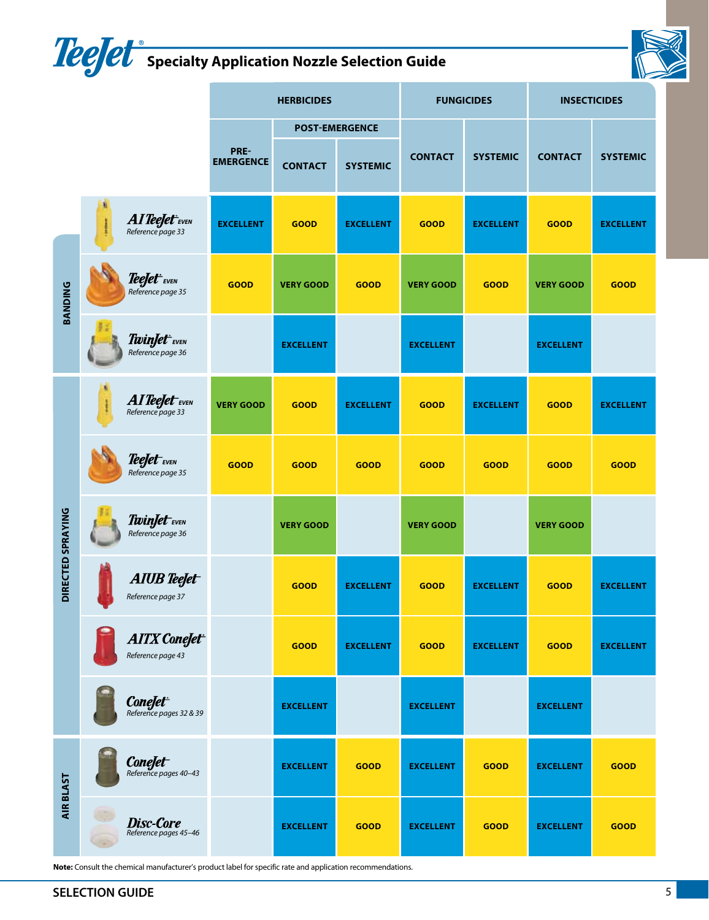# Specialty Application Nozzle Selection Guide

| | Nozzle | Herbicides: Pre-Emergence | Herbicides: Post-Emergence Contact | Herbicides: Post-Emergence Systemic | Fungicides: Contact | Fungicides: Systemic | Insecticides: Contact | Insecticides: Systemic |
|---|---|---|---|---|---|---|---|---|
| BANDING | AI TeeJet EVEN (Reference page 33) | EXCELLENT | GOOD | EXCELLENT | GOOD | EXCELLENT | GOOD | EXCELLENT |
| BANDING | TeeJet EVEN (Reference page 35) | GOOD | VERY GOOD | GOOD | VERY GOOD | GOOD | VERY GOOD | GOOD |
| BANDING | TwinJet EVEN (Reference page 36) | | EXCELLENT | | EXCELLENT | | EXCELLENT | |
| DIRECTED SPRAYING | AI TeeJet EVEN (Reference page 33) | VERY GOOD | GOOD | EXCELLENT | GOOD | EXCELLENT | GOOD | EXCELLENT |
| DIRECTED SPRAYING | TeeJet EVEN (Reference page 35) | GOOD | GOOD | GOOD | GOOD | GOOD | GOOD | GOOD |
| DIRECTED SPRAYING | TwinJet EVEN (Reference page 36) | | VERY GOOD | | VERY GOOD | | VERY GOOD | |
| DIRECTED SPRAYING | AIUB TeeJet (Reference page 37) | | GOOD | EXCELLENT | GOOD | EXCELLENT | GOOD | EXCELLENT |
| DIRECTED SPRAYING | AITX ConeJet (Reference page 43) | | GOOD | EXCELLENT | GOOD | EXCELLENT | GOOD | EXCELLENT |
| DIRECTED SPRAYING | ConeJet (Reference pages 32 & 39) | | EXCELLENT | | EXCELLENT | | EXCELLENT | |
| AIR BLAST | ConeJet (Reference pages 40–43) | | EXCELLENT | GOOD | EXCELLENT | GOOD | EXCELLENT | GOOD |
| AIR BLAST | Disc-Core (Reference pages 45–46) | | EXCELLENT | GOOD | EXCELLENT | GOOD | EXCELLENT | GOOD |

**Note:** Consult the chemical manufacturer's product label for specific rate and application recommendations.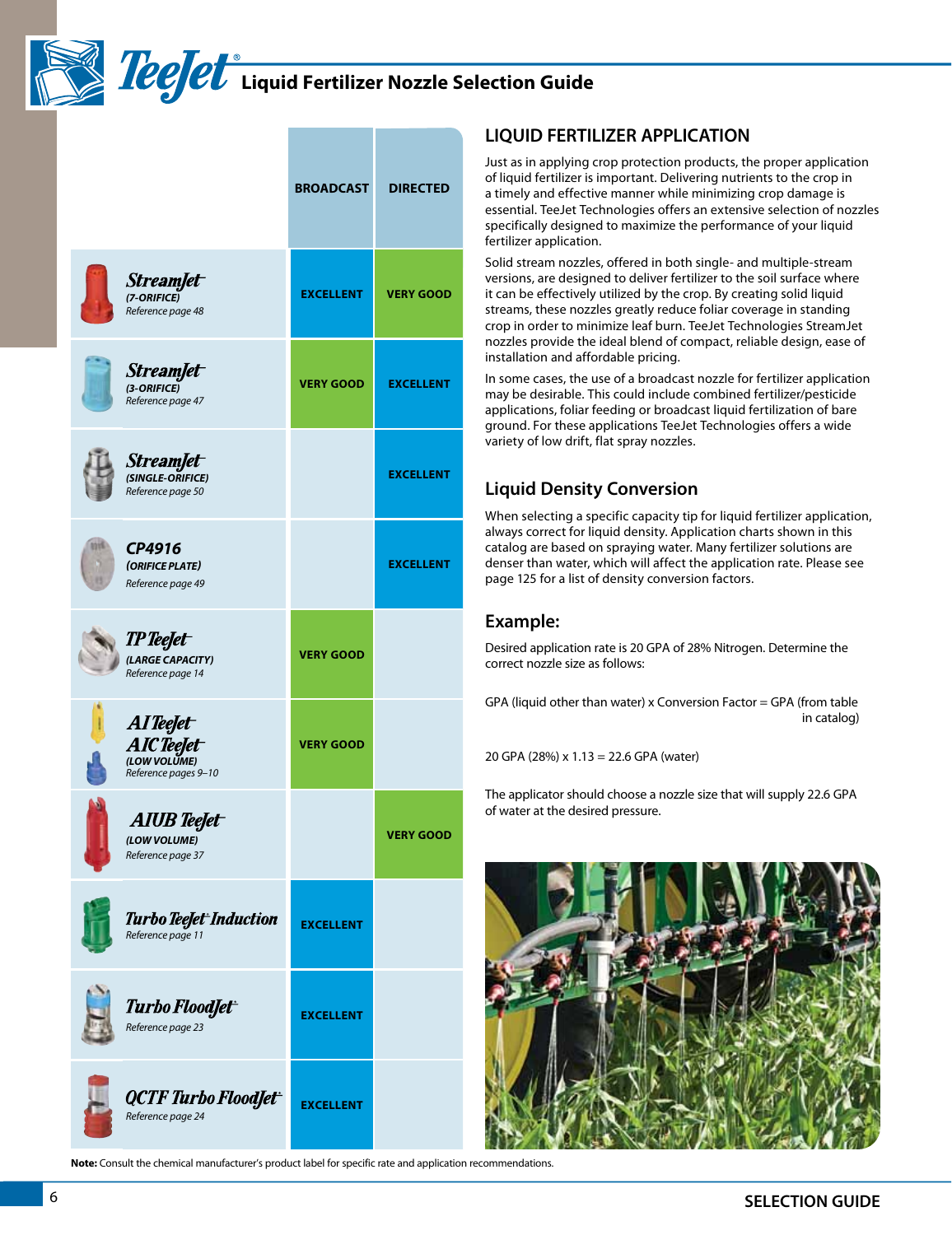# Liquid Fertilizer Nozzle Selection Guide

| | BROADCAST | DIRECTED |
|---|---|---|
| **StreamJet** (7-ORIFICE) Reference page 48 | EXCELLENT | VERY GOOD |
| **StreamJet** (3-ORIFICE) Reference page 47 | VERY GOOD | EXCELLENT |
| **StreamJet** (SINGLE-ORIFICE) Reference page 50 | | EXCELLENT |
| **CP4916** (ORIFICE PLATE) Reference page 49 | | EXCELLENT |
| **TP TeeJet** (LARGE CAPACITY) Reference page 14 | VERY GOOD | |
| **AI TeeJet** / **AIC TeeJet** (LOW VOLUME) Reference pages 9–10 | VERY GOOD | |
| **AIUB TeeJet** (LOW VOLUME) Reference page 37 | | VERY GOOD |
| **Turbo TeeJet Induction** Reference page 11 | EXCELLENT | |
| **Turbo FloodJet** Reference page 23 | EXCELLENT | |
| **QCTF Turbo FloodJet** Reference page 24 | EXCELLENT | |

**Note:** Consult the chemical manufacturer's product label for specific rate and application recommendations.

## LIQUID FERTILIZER APPLICATION

Just as in applying crop protection products, the proper application of liquid fertilizer is important. Delivering nutrients to the crop in a timely and effective manner while minimizing crop damage is essential. TeeJet Technologies offers an extensive selection of nozzles specifically designed to maximize the performance of your liquid fertilizer application.

Solid stream nozzles, offered in both single- and multiple-stream versions, are designed to deliver fertilizer to the soil surface where it can be effectively utilized by the crop. By creating solid liquid streams, these nozzles greatly reduce foliar coverage in standing crop in order to minimize leaf burn. TeeJet Technologies StreamJet nozzles provide the ideal blend of compact, reliable design, ease of installation and affordable pricing.

In some cases, the use of a broadcast nozzle for fertilizer application may be desirable. This could include combined fertilizer/pesticide applications, foliar feeding or broadcast liquid fertilization of bare ground. For these applications TeeJet Technologies offers a wide variety of low drift, flat spray nozzles.

## Liquid Density Conversion

When selecting a specific capacity tip for liquid fertilizer application, always correct for liquid density. Application charts shown in this catalog are based on spraying water. Many fertilizer solutions are denser than water, which will affect the application rate. Please see page 125 for a list of density conversion factors.

## Example:

Desired application rate is 20 GPA of 28% Nitrogen. Determine the correct nozzle size as follows:

GPA (liquid other than water) x Conversion Factor = GPA (from table in catalog)

20 GPA (28%) x 1.13 = 22.6 GPA (water)

The applicator should choose a nozzle size that will supply 22.6 GPA of water at the desired pressure.